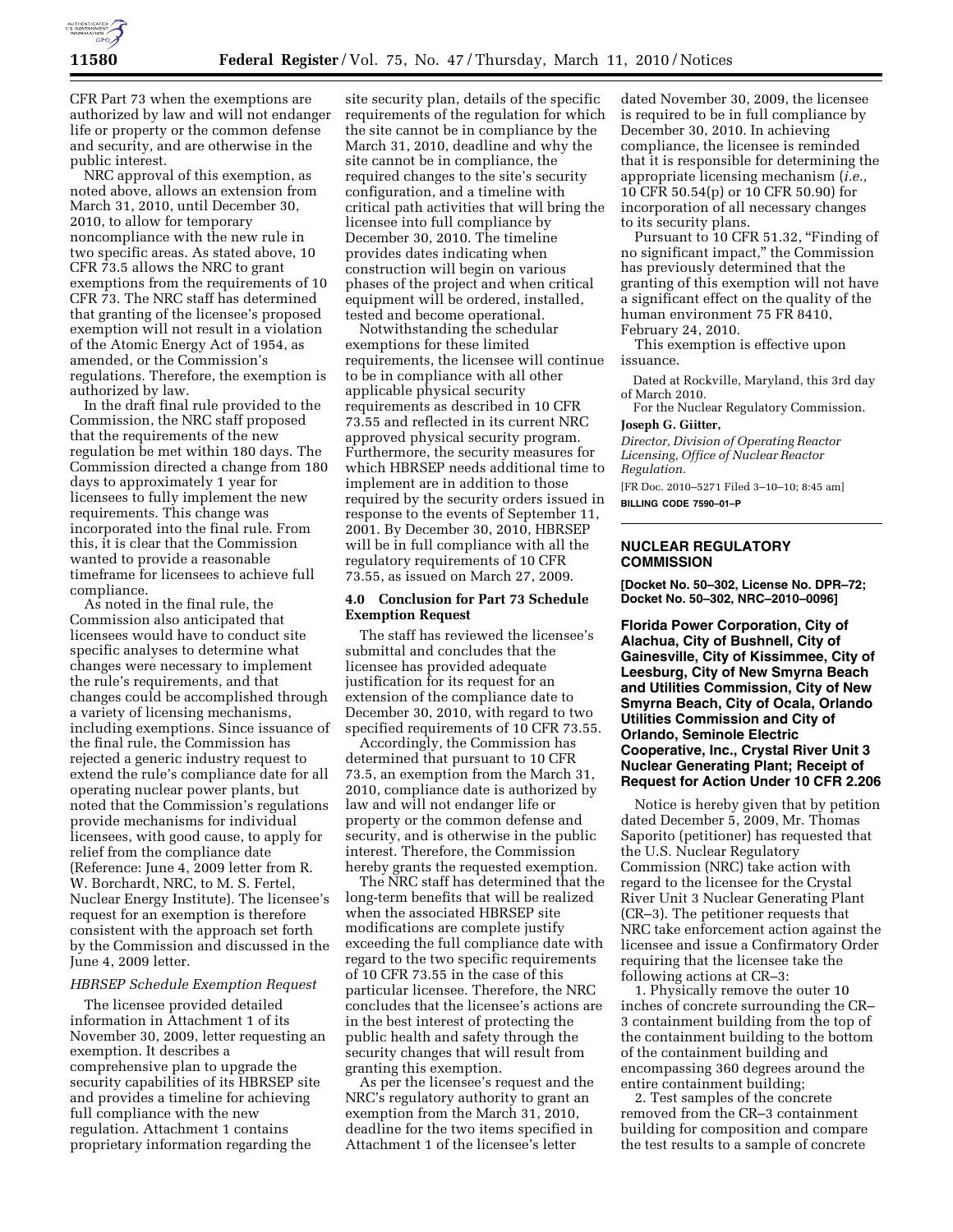CFR Part 73 when the exemptions are authorized by law and will not endanger life or property or the common defense and security, and are otherwise in the public interest.

NRC approval of this exemption, as noted above, allows an extension from March 31, 2010, until December 30, 2010, to allow for temporary noncompliance with the new rule in two specific areas. As stated above, 10 CFR 73.5 allows the NRC to grant exemptions from the requirements of 10 CFR 73. The NRC staff has determined that granting of the licensee's proposed exemption will not result in a violation of the Atomic Energy Act of 1954, as amended, or the Commission's regulations. Therefore, the exemption is authorized by law.

In the draft final rule provided to the Commission, the NRC staff proposed that the requirements of the new regulation be met within 180 days. The Commission directed a change from 180 days to approximately 1 year for licensees to fully implement the new requirements. This change was incorporated into the final rule. From this, it is clear that the Commission wanted to provide a reasonable timeframe for licensees to achieve full compliance.

As noted in the final rule, the Commission also anticipated that licensees would have to conduct site specific analyses to determine what changes were necessary to implement the rule's requirements, and that changes could be accomplished through a variety of licensing mechanisms, including exemptions. Since issuance of the final rule, the Commission has rejected a generic industry request to extend the rule's compliance date for all operating nuclear power plants, but noted that the Commission's regulations provide mechanisms for individual licensees, with good cause, to apply for relief from the compliance date (Reference: June 4, 2009 letter from R. W. Borchardt, NRC, to M. S. Fertel, Nuclear Energy Institute). The licensee's request for an exemption is therefore consistent with the approach set forth by the Commission and discussed in the June 4, 2009 letter.

*HBRSEP Schedule Exemption Request*

The licensee provided detailed information in Attachment 1 of its November 30, 2009, letter requesting an exemption. It describes a comprehensive plan to upgrade the security capabilities of its HBRSEP site and provides a timeline for achieving full compliance with the new regulation. Attachment 1 contains proprietary information regarding the site security plan, details of the specific requirements of the regulation for which the site cannot be in compliance by the March 31, 2010, deadline and why the site cannot be in compliance, the required changes to the site's security configuration, and a timeline with critical path activities that will bring the licensee into full compliance by December 30, 2010. The timeline provides dates indicating when construction will begin on various phases of the project and when critical equipment will be ordered, installed, tested and become operational.

Notwithstanding the schedular exemptions for these limited requirements, the licensee will continue to be in compliance with all other applicable physical security requirements as described in 10 CFR 73.55 and reflected in its current NRC approved physical security program. Furthermore, the security measures for which HBRSEP needs additional time to implement are in addition to those required by the security orders issued in response to the events of September 11, 2001. By December 30, 2010, HBRSEP will be in full compliance with all the regulatory requirements of 10 CFR 73.55, as issued on March 27, 2009.

### 4.0 Conclusion for Part 73 Schedule Exemption Request

The staff has reviewed the licensee's submittal and concludes that the licensee has provided adequate justification for its request for an extension of the compliance date to December 30, 2010, with regard to two specified requirements of 10 CFR 73.55.

Accordingly, the Commission has determined that pursuant to 10 CFR 73.5, an exemption from the March 31, 2010, compliance date is authorized by law and will not endanger life or property or the common defense and security, and is otherwise in the public interest. Therefore, the Commission hereby grants the requested exemption.

The NRC staff has determined that the long-term benefits that will be realized when the associated HBRSEP site modifications are complete justify exceeding the full compliance date with regard to the two specific requirements of 10 CFR 73.55 in the case of this particular licensee. Therefore, the NRC concludes that the licensee's actions are in the best interest of protecting the public health and safety through the security changes that will result from granting this exemption.

As per the licensee's request and the NRC's regulatory authority to grant an exemption from the March 31, 2010, deadline for the two items specified in Attachment 1 of the licensee's letter dated November 30, 2009, the licensee is required to be in full compliance by December 30, 2010. In achieving compliance, the licensee is reminded that it is responsible for determining the appropriate licensing mechanism (*i.e.,* 10 CFR 50.54(p) or 10 CFR 50.90) for incorporation of all necessary changes to its security plans.

Pursuant to 10 CFR 51.32, "Finding of no significant impact," the Commission has previously determined that the granting of this exemption will not have a significant effect on the quality of the human environment 75 FR 8410, February 24, 2010.

This exemption is effective upon issuance.

Dated at Rockville, Maryland, this 3rd day of March 2010.

For the Nuclear Regulatory Commission.

**Joseph G. Giitter,**

*Director, Division of Operating Reactor Licensing, Office of Nuclear Reactor Regulation.*

[FR Doc. 2010–5271 Filed 3–10–10; 8:45 am]

**BILLING CODE 7590–01–P**

## NUCLEAR REGULATORY COMMISSION

**[Docket No. 50–302, License No. DPR–72; Docket No. 50–302, NRC–2010–0096]**

### Florida Power Corporation, City of Alachua, City of Bushnell, City of Gainesville, City of Kissimmee, City of Leesburg, City of New Smyrna Beach and Utilities Commission, City of New Smyrna Beach, City of Ocala, Orlando Utilities Commission and City of Orlando, Seminole Electric Cooperative, Inc., Crystal River Unit 3 Nuclear Generating Plant; Receipt of Request for Action Under 10 CFR 2.206

Notice is hereby given that by petition dated December 5, 2009, Mr. Thomas Saporito (petitioner) has requested that the U.S. Nuclear Regulatory Commission (NRC) take action with regard to the licensee for the Crystal River Unit 3 Nuclear Generating Plant (CR–3). The petitioner requests that NRC take enforcement action against the licensee and issue a Confirmatory Order requiring that the licensee take the following actions at CR–3:

1. Physically remove the outer 10 inches of concrete surrounding the CR–3 containment building from the top of the containment building to the bottom of the containment building and encompassing 360 degrees around the entire containment building;

2. Test samples of the concrete removed from the CR–3 containment building for composition and compare the test results to a sample of concrete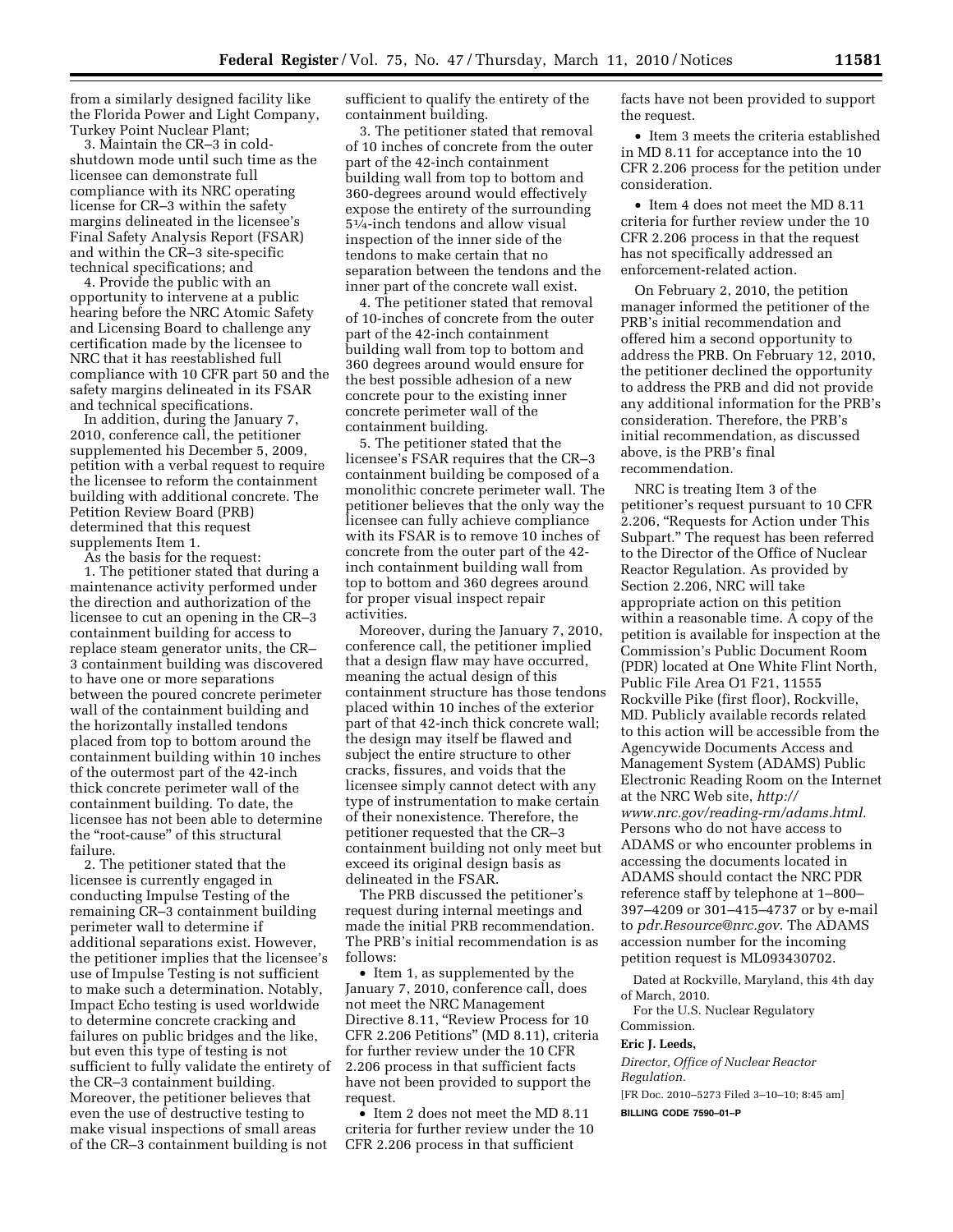from a similarly designed facility like the Florida Power and Light Company, Turkey Point Nuclear Plant;

3. Maintain the CR–3 in cold-shutdown mode until such time as the licensee can demonstrate full compliance with its NRC operating license for CR–3 within the safety margins delineated in the licensee's Final Safety Analysis Report (FSAR) and within the CR–3 site-specific technical specifications; and

4. Provide the public with an opportunity to intervene at a public hearing before the NRC Atomic Safety and Licensing Board to challenge any certification made by the licensee to NRC that it has reestablished full compliance with 10 CFR part 50 and the safety margins delineated in its FSAR and technical specifications.

In addition, during the January 7, 2010, conference call, the petitioner supplemented his December 5, 2009, petition with a verbal request to require the licensee to reform the containment building with additional concrete. The Petition Review Board (PRB) determined that this request supplements Item 1.

As the basis for the request:

1. The petitioner stated that during a maintenance activity performed under the direction and authorization of the licensee to cut an opening in the CR–3 containment building for access to replace steam generator units, the CR–3 containment building was discovered to have one or more separations between the poured concrete perimeter wall of the containment building and the horizontally installed tendons placed from top to bottom around the containment building within 10 inches of the outermost part of the 42-inch thick concrete perimeter wall of the containment building. To date, the licensee has not been able to determine the "root-cause" of this structural failure.

2. The petitioner stated that the licensee is currently engaged in conducting Impulse Testing of the remaining CR–3 containment building perimeter wall to determine if additional separations exist. However, the petitioner implies that the licensee's use of Impulse Testing is not sufficient to make such a determination. Notably, Impact Echo testing is used worldwide to determine concrete cracking and failures on public bridges and the like, but even this type of testing is not sufficient to fully validate the entirety of the CR–3 containment building. Moreover, the petitioner believes that even the use of destructive testing to make visual inspections of small areas of the CR–3 containment building is not sufficient to qualify the entirety of the containment building.

3. The petitioner stated that removal of 10 inches of concrete from the outer part of the 42-inch containment building wall from top to bottom and 360-degrees around would effectively expose the entirety of the surrounding 5¼-inch tendons and allow visual inspection of the inner side of the tendons to make certain that no separation between the tendons and the inner part of the concrete wall exist.

4. The petitioner stated that removal of 10-inches of concrete from the outer part of the 42-inch containment building wall from top to bottom and 360 degrees around would ensure for the best possible adhesion of a new concrete pour to the existing inner concrete perimeter wall of the containment building.

5. The petitioner stated that the licensee's FSAR requires that the CR–3 containment building be composed of a monolithic concrete perimeter wall. The petitioner believes that the only way the licensee can fully achieve compliance with its FSAR is to remove 10 inches of concrete from the outer part of the 42-inch containment building wall from top to bottom and 360 degrees around for proper visual inspect repair activities.

Moreover, during the January 7, 2010, conference call, the petitioner implied that a design flaw may have occurred, meaning the actual design of this containment structure has those tendons placed within 10 inches of the exterior part of that 42-inch thick concrete wall; the design may itself be flawed and subject the entire structure to other cracks, fissures, and voids that the licensee simply cannot detect with any type of instrumentation to make certain of their nonexistence. Therefore, the petitioner requested that the CR–3 containment building not only meet but exceed its original design basis as delineated in the FSAR.

The PRB discussed the petitioner's request during internal meetings and made the initial PRB recommendation. The PRB's initial recommendation is as follows:

- Item 1, as supplemented by the January 7, 2010, conference call, does not meet the NRC Management Directive 8.11, "Review Process for 10 CFR 2.206 Petitions" (MD 8.11), criteria for further review under the 10 CFR 2.206 process in that sufficient facts have not been provided to support the request.
- Item 2 does not meet the MD 8.11 criteria for further review under the 10 CFR 2.206 process in that sufficient facts have not been provided to support the request.
- Item 3 meets the criteria established in MD 8.11 for acceptance into the 10 CFR 2.206 process for the petition under consideration.
- Item 4 does not meet the MD 8.11 criteria for further review under the 10 CFR 2.206 process in that the request has not specifically addressed an enforcement-related action.

On February 2, 2010, the petition manager informed the petitioner of the PRB's initial recommendation and offered him a second opportunity to address the PRB. On February 12, 2010, the petitioner declined the opportunity to address the PRB and did not provide any additional information for the PRB's consideration. Therefore, the PRB's initial recommendation, as discussed above, is the PRB's final recommendation.

NRC is treating Item 3 of the petitioner's request pursuant to 10 CFR 2.206, "Requests for Action under This Subpart." The request has been referred to the Director of the Office of Nuclear Reactor Regulation. As provided by Section 2.206, NRC will take appropriate action on this petition within a reasonable time. A copy of the petition is available for inspection at the Commission's Public Document Room (PDR) located at One White Flint North, Public File Area O1 F21, 11555 Rockville Pike (first floor), Rockville, MD. Publicly available records related to this action will be accessible from the Agencywide Documents Access and Management System (ADAMS) Public Electronic Reading Room on the Internet at the NRC Web site, *http://www.nrc.gov/reading-rm/adams.html.* Persons who do not have access to ADAMS or who encounter problems in accessing the documents located in ADAMS should contact the NRC PDR reference staff by telephone at 1–800–397–4209 or 301–415–4737 or by e-mail to *pdr.Resource@nrc.gov.* The ADAMS accession number for the incoming petition request is ML093430702.

Dated at Rockville, Maryland, this 4th day of March, 2010.

For the U.S. Nuclear Regulatory Commission.

**Eric J. Leeds,**

*Director, Office of Nuclear Reactor Regulation.*

[FR Doc. 2010–5273 Filed 3–10–10; 8:45 am]

**BILLING CODE 7590–01–P**